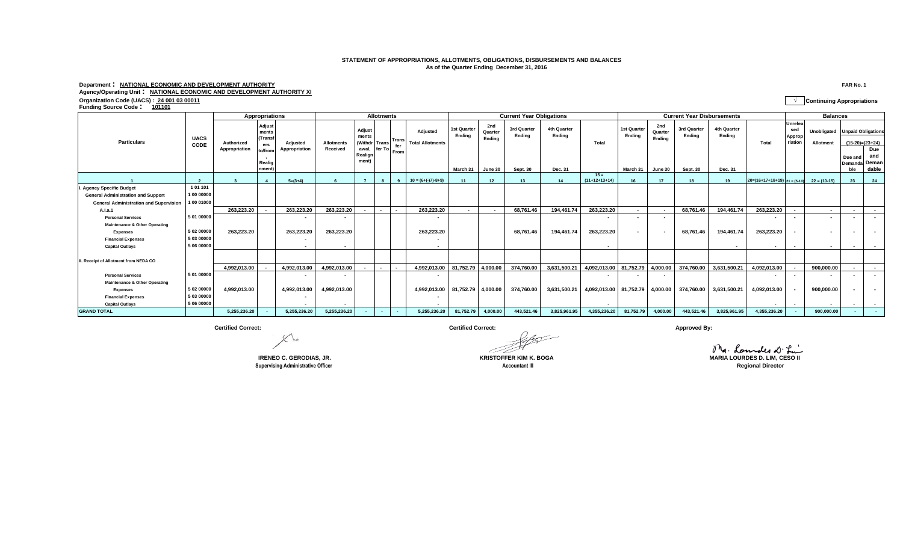**STATEMENT OF APPROPRIATIONS, ALLOTMENTS, OBLIGATIONS, DISBURSEMENTS AND BALANCES**
**As of the Quarter Ending December 31, 2016**

**Department : NATIONAL ECONOMIC AND DEVELOPMENT AUTHORITY** | **FAR No. 1**

**Agency/Operating Unit : NATIONAL ECONOMIC AND DEVELOPMENT AUTHORITY XI**

**Organization Code (UACS) : 24 001 03 00011** | √ **Continuing Appropriations**

**Funding Source Code : 101101**

| Particulars | UACS CODE | Appropriations | | | Allotments | | | | | Current Year Obligations | | | | | Current Year Disbursements | | | | | Balances | | | |
|---|---|---|---|---|---|---|---|---|---|---|---|---|---|---|---|---|---|---|---|---|---|---|---|
| | | Authorized Appropriation | Adjustments (Transfers to/from, Realignment) | Adjusted Appropriation | Allotments Received | Adjustments (Withdrawal, Realignment) | Transfer To | Transfer From | Adjusted Total Allotments | 1st Quarter Ending March 31 | 2nd Quarter Ending June 30 | 3rd Quarter Ending Sept. 30 | 4th Quarter Ending Dec. 31 | Total | 1st Quarter Ending March 31 | 2nd Quarter Ending June 30 | 3rd Quarter Ending Sept. 30 | 4th Quarter Ending Dec. 31 | Total | Unreleased Appropriation | Unobligated Allotment | Unpaid Obligations (15-20)=(23+24) Due and Demandable | Not Yet Due and Demandable |
| 1 | 2 | 3 | 4 | 5=(3+4) | 6 | 7 | 8 | 9 | 10 = (6+(-)7)-8+9) | 11 | 12 | 13 | 14 | 15 = (11+12+13+14) | 16 | 17 | 18 | 19 | 20=(16+17+18+19) | 21 = (5-10) | 22 = (10-15) | 23 | 24 |
| I. Agency Specific Budget | 1 01 101 | | | | | | | | | | | | | | | | | | | | | | |
| General Administration and Support | 1 00 00000 | | | | | | | | | | | | | | | | | | | | | | |
| General Administration and Supervision | 1 00 01000 | | | | | | | | | | | | | | | | | | | | | | |
| A.I.a.1 | | 263,223.20 | - | 263,223.20 | 263,223.20 | - | - | - | 263,223.20 | - | - | 68,761.46 | 194,461.74 | 263,223.20 | - | - | 68,761.46 | 194,461.74 | 263,223.20 | - | - | - | - |
| Personal Services | 5 01 00000 | | | - | - | | | | - | | | | | - | - | - | | | - | - | - | - | - |
| Maintenance & Other Operating Expenses | 5 02 00000 | 263,223.20 | | 263,223.20 | 263,223.20 | | | | 263,223.20 | | | 68,761.46 | 194,461.74 | 263,223.20 | - | - | 68,761.46 | 194,461.74 | 263,223.20 | - | - | - | - |
| Financial Expenses | 5 03 00000 | | | - | | | | | - | | | | | | | | | | | | | | |
| Capital Outlays | 5 06 00000 | | | - | - | | | | - | | | | | - | | | | - | - | - | - | - | - |
| II. Receipt of Allotment from NEDA CO | | | | | | | | | | | | | | | | | | | | | | | |
| | | 4,992,013.00 | - | 4,992,013.00 | 4,992,013.00 | - | - | - | 4,992,013.00 | 81,752.79 | 4,000.00 | 374,760.00 | 3,631,500.21 | 4,092,013.00 | 81,752.79 | 4,000.00 | 374,760.00 | 3,631,500.21 | 4,092,013.00 | - | 900,000.00 | - | - |
| Personal Services | 5 01 00000 | | | - | - | | | | - | | | | | - | - | - | | | - | - | - | - | - |
| Maintenance & Other Operating Expenses | 5 02 00000 | 4,992,013.00 | | 4,992,013.00 | 4,992,013.00 | | | | 4,992,013.00 | 81,752.79 | 4,000.00 | 374,760.00 | 3,631,500.21 | 4,092,013.00 | 81,752.79 | 4,000.00 | 374,760.00 | 3,631,500.21 | 4,092,013.00 | - | 900,000.00 | - | - |
| Financial Expenses | 5 03 00000 | | | - | | | | | - | | | | | | | | | | | | | | |
| Capital Outlays | 5 06 00000 | | | - | - | | | | - | | | | | - | | | | | - | - | - | - | - |
| GRAND TOTAL | | 5,255,236.20 | - | 5,255,236.20 | 5,255,236.20 | - | - | - | 5,255,236.20 | 81,752.79 | 4,000.00 | 443,521.46 | 3,825,961.95 | 4,355,236.20 | 81,752.79 | 4,000.00 | 443,521.46 | 3,825,961.95 | 4,355,236.20 | - | 900,000.00 | - | - |

**Certified Correct:**

**IRENEO C. GERODIAS, JR.**
**Supervising Administrative Officer**

**Certified Correct:**

**KRISTOFFER KIM K. BOGA**
**Accountant III**

**Approved By:**

**MARIA LOURDES D. LIM, CESO II**
**Regional Director**